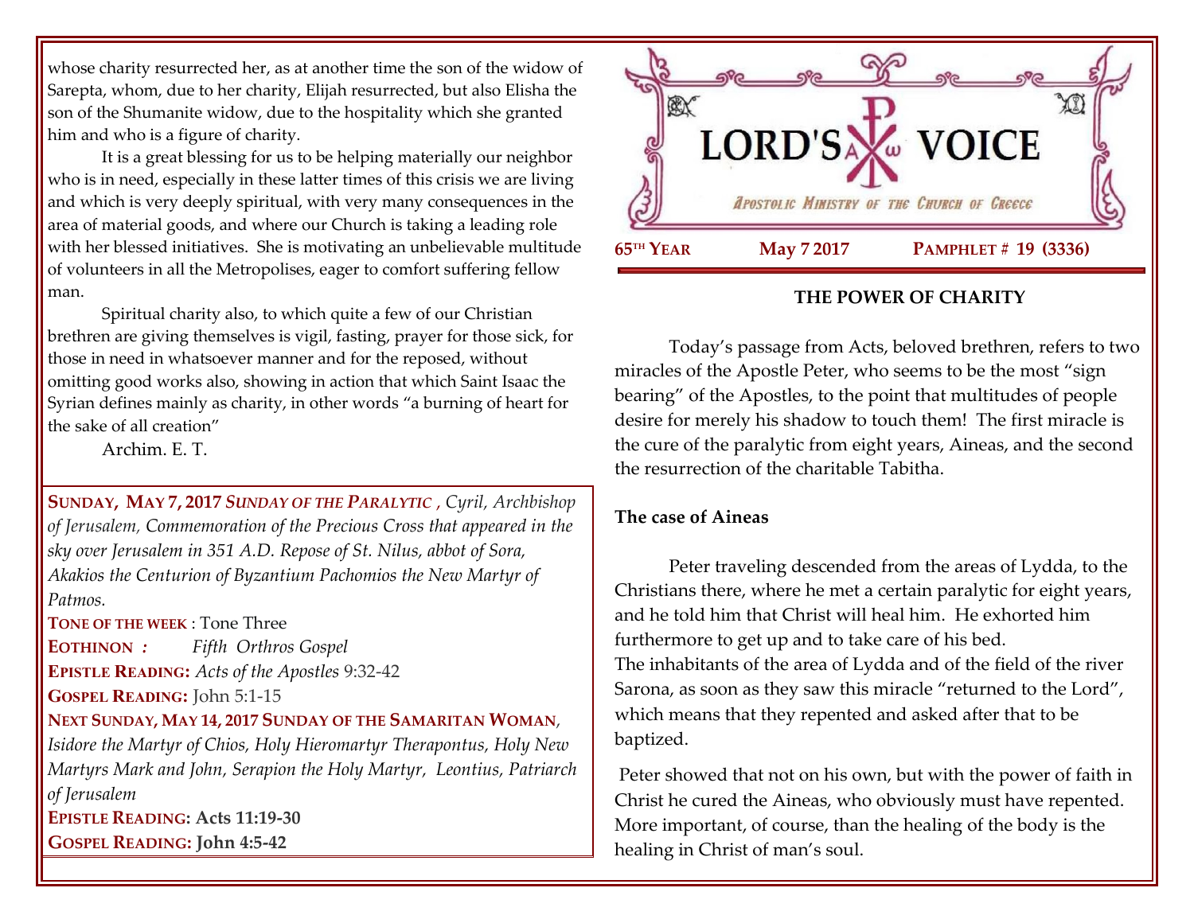# LORD'S VOICE

*Apostolic Ministry of the Church of Greece*

**65TH YEAR** **May 7 2017** **PAMPHLET # 19 (3336)**

## THE POWER OF CHARITY

Today's passage from Acts, beloved brethren, refers to two miracles of the Apostle Peter, who seems to be the most "sign bearing" of the Apostles, to the point that multitudes of people desire for merely his shadow to touch them! The first miracle is the cure of the paralytic from eight years, Aineas, and the second the resurrection of the charitable Tabitha.

### The case of Aineas

Peter traveling descended from the areas of Lydda, to the Christians there, where he met a certain paralytic for eight years, and he told him that Christ will heal him. He exhorted him furthermore to get up and to take care of his bed.
The inhabitants of the area of Lydda and of the field of the river Sarona, as soon as they saw this miracle "returned to the Lord", which means that they repented and asked after that to be baptized.

Peter showed that not on his own, but with the power of faith in Christ he cured the Aineas, who obviously must have repented. More important, of course, than the healing of the body is the healing in Christ of man's soul.

whose charity resurrected her, as at another time the son of the widow of Sarepta, whom, due to her charity, Elijah resurrected, but also Elisha the son of the Shumanite widow, due to the hospitality which she granted him and who is a figure of charity.

It is a great blessing for us to be helping materially our neighbor who is in need, especially in these latter times of this crisis we are living and which is very deeply spiritual, with very many consequences in the area of material goods, and where our Church is taking a leading role with her blessed initiatives. She is motivating an unbelievable multitude of volunteers in all the Metropolises, eager to comfort suffering fellow man.

Spiritual charity also, to which quite a few of our Christian brethren are giving themselves is vigil, fasting, prayer for those sick, for those in need in whatsoever manner and for the reposed, without omitting good works also, showing in action that which Saint Isaac the Syrian defines mainly as charity, in other words "a burning of heart for the sake of all creation"

Archim. E. T.

**SUNDAY, MAY 7, 2017** ***SUNDAY OF THE PARALYTIC*** *, Cyril, Archbishop of Jerusalem, Commemoration of the Precious Cross that appeared in the sky over Jerusalem in 351 A.D. Repose of St. Nilus, abbot of Sora, Akakios the Centurion of Byzantium Pachomios the New Martyr of Patmos.*

**TONE OF THE WEEK** : Tone Three

**EOTHINON** *:* *Fifth Orthros Gospel*

**EPISTLE READING:** *Acts of the Apostles* 9:32-42

**GOSPEL READING:** John 5:1-15

**NEXT SUNDAY, MAY 14, 2017 SUNDAY OF THE SAMARITAN WOMAN**, *Isidore the Martyr of Chios, Holy Hieromartyr Therapontus, Holy New Martyrs Mark and John, Serapion the Holy Martyr, Leontius, Patriarch of Jerusalem*

**EPISTLE READING: Acts 11:19-30**

**GOSPEL READING: John 4:5-42**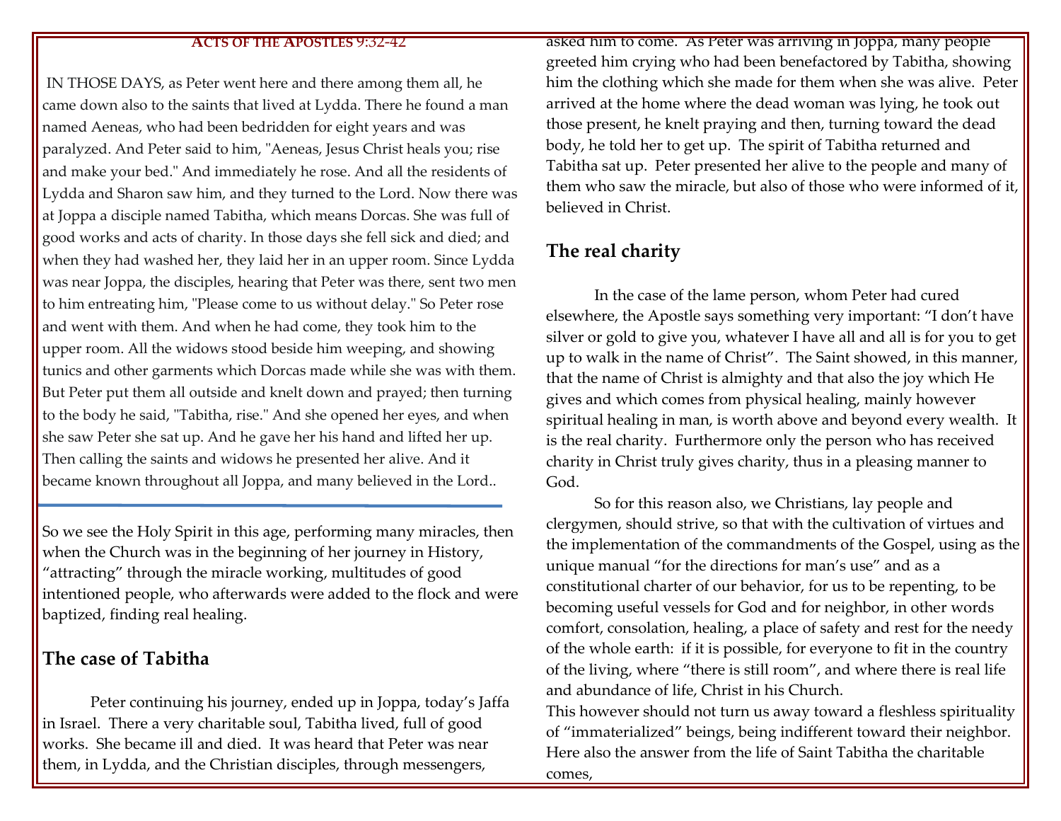**ACTS OF THE APOSTLES 9:32-42**

IN THOSE DAYS, as Peter went here and there among them all, he came down also to the saints that lived at Lydda. There he found a man named Aeneas, who had been bedridden for eight years and was paralyzed. And Peter said to him, "Aeneas, Jesus Christ heals you; rise and make your bed." And immediately he rose. And all the residents of Lydda and Sharon saw him, and they turned to the Lord. Now there was at Joppa a disciple named Tabitha, which means Dorcas. She was full of good works and acts of charity. In those days she fell sick and died; and when they had washed her, they laid her in an upper room. Since Lydda was near Joppa, the disciples, hearing that Peter was there, sent two men to him entreating him, "Please come to us without delay." So Peter rose and went with them. And when he had come, they took him to the upper room. All the widows stood beside him weeping, and showing tunics and other garments which Dorcas made while she was with them. But Peter put them all outside and knelt down and prayed; then turning to the body he said, "Tabitha, rise." And she opened her eyes, and when she saw Peter she sat up. And he gave her his hand and lifted her up. Then calling the saints and widows he presented her alive. And it became known throughout all Joppa, and many believed in the Lord..

---

So we see the Holy Spirit in this age, performing many miracles, then when the Church was in the beginning of her journey in History, “attracting” through the miracle working, multitudes of good intentioned people, who afterwards were added to the flock and were baptized, finding real healing.

## The case of Tabitha

Peter continuing his journey, ended up in Joppa, today’s Jaffa in Israel. There a very charitable soul, Tabitha lived, full of good works. She became ill and died. It was heard that Peter was near them, in Lydda, and the Christian disciples, through messengers, asked him to come. As Peter was arriving in Joppa, many people greeted him crying who had been benefactored by Tabitha, showing him the clothing which she made for them when she was alive. Peter arrived at the home where the dead woman was lying, he took out those present, he knelt praying and then, turning toward the dead body, he told her to get up. The spirit of Tabitha returned and Tabitha sat up. Peter presented her alive to the people and many of them who saw the miracle, but also of those who were informed of it, believed in Christ.

## The real charity

In the case of the lame person, whom Peter had cured elsewhere, the Apostle says something very important: “I don’t have silver or gold to give you, whatever I have all and all is for you to get up to walk in the name of Christ”. The Saint showed, in this manner, that the name of Christ is almighty and that also the joy which He gives and which comes from physical healing, mainly however spiritual healing in man, is worth above and beyond every wealth. It is the real charity. Furthermore only the person who has received charity in Christ truly gives charity, thus in a pleasing manner to God.

So for this reason also, we Christians, lay people and clergymen, should strive, so that with the cultivation of virtues and the implementation of the commandments of the Gospel, using as the unique manual “for the directions for man’s use” and as a constitutional charter of our behavior, for us to be repenting, to be becoming useful vessels for God and for neighbor, in other words comfort, consolation, healing, a place of safety and rest for the needy of the whole earth: if it is possible, for everyone to fit in the country of the living, where “there is still room”, and where there is real life and abundance of life, Christ in his Church.

This however should not turn us away toward a fleshless spirituality of “immaterialized” beings, being indifferent toward their neighbor. Here also the answer from the life of Saint Tabitha the charitable comes,